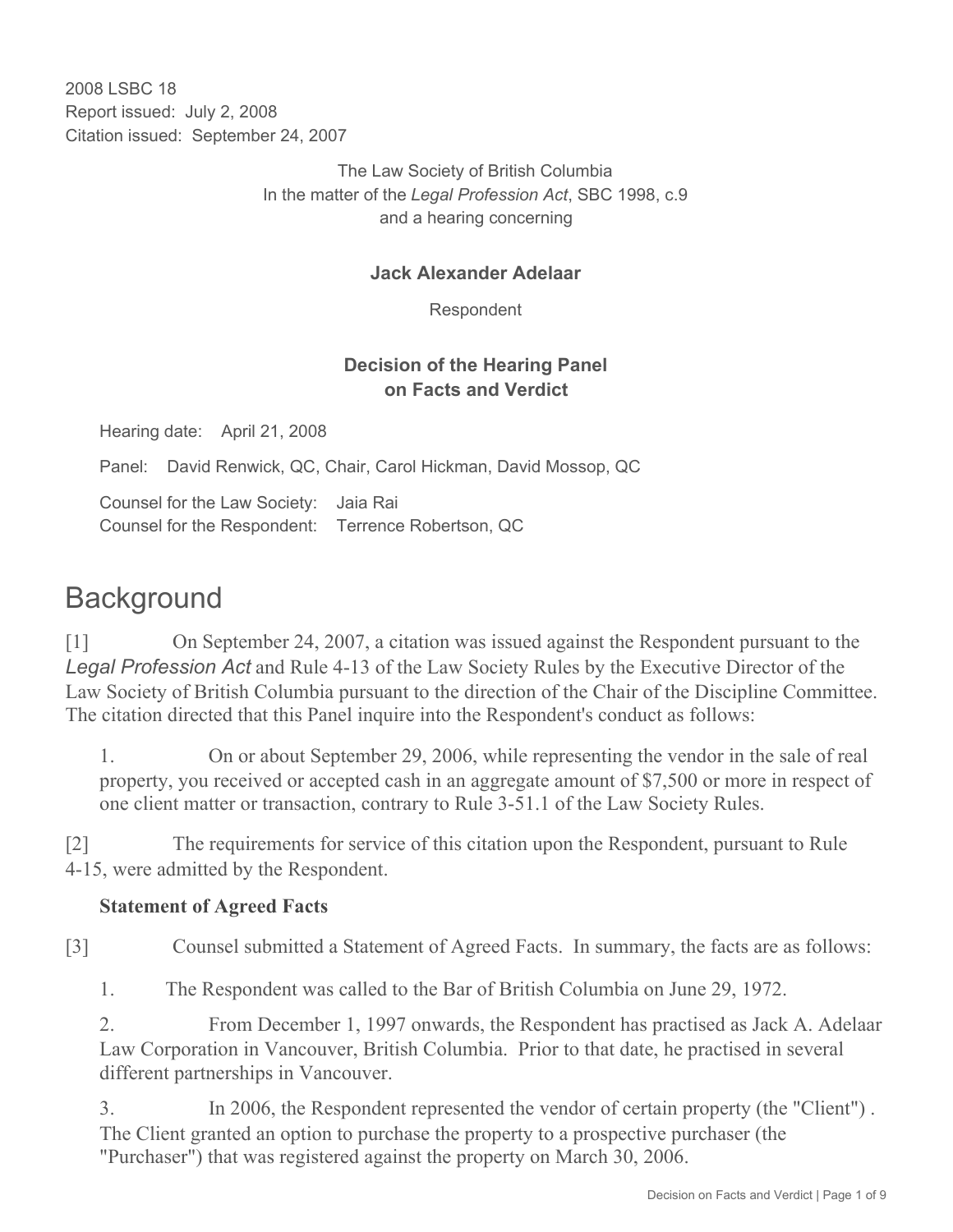2008 LSBC 18
Report issued: July 2, 2008
Citation issued: September 24, 2007

The Law Society of British Columbia
In the matter of the *Legal Profession Act*, SBC 1998, c.9
and a hearing concerning

**Jack Alexander Adelaar**

Respondent

**Decision of the Hearing Panel on Facts and Verdict**

Hearing date: April 21, 2008

Panel: David Renwick, QC, Chair, Carol Hickman, David Mossop, QC

Counsel for the Law Society: Jaia Rai
Counsel for the Respondent: Terrence Robertson, QC

# Background

[1] On September 24, 2007, a citation was issued against the Respondent pursuant to the *Legal Profession Act* and Rule 4-13 of the Law Society Rules by the Executive Director of the Law Society of British Columbia pursuant to the direction of the Chair of the Discipline Committee. The citation directed that this Panel inquire into the Respondent's conduct as follows:

1. On or about September 29, 2006, while representing the vendor in the sale of real property, you received or accepted cash in an aggregate amount of $7,500 or more in respect of one client matter or transaction, contrary to Rule 3-51.1 of the Law Society Rules.

[2] The requirements for service of this citation upon the Respondent, pursuant to Rule 4-15, were admitted by the Respondent.

**Statement of Agreed Facts**

[3] Counsel submitted a Statement of Agreed Facts. In summary, the facts are as follows:

1. The Respondent was called to the Bar of British Columbia on June 29, 1972.
2. From December 1, 1997 onwards, the Respondent has practised as Jack A. Adelaar Law Corporation in Vancouver, British Columbia. Prior to that date, he practised in several different partnerships in Vancouver.
3. In 2006, the Respondent represented the vendor of certain property (the "Client"). The Client granted an option to purchase the property to a prospective purchaser (the "Purchaser") that was registered against the property on March 30, 2006.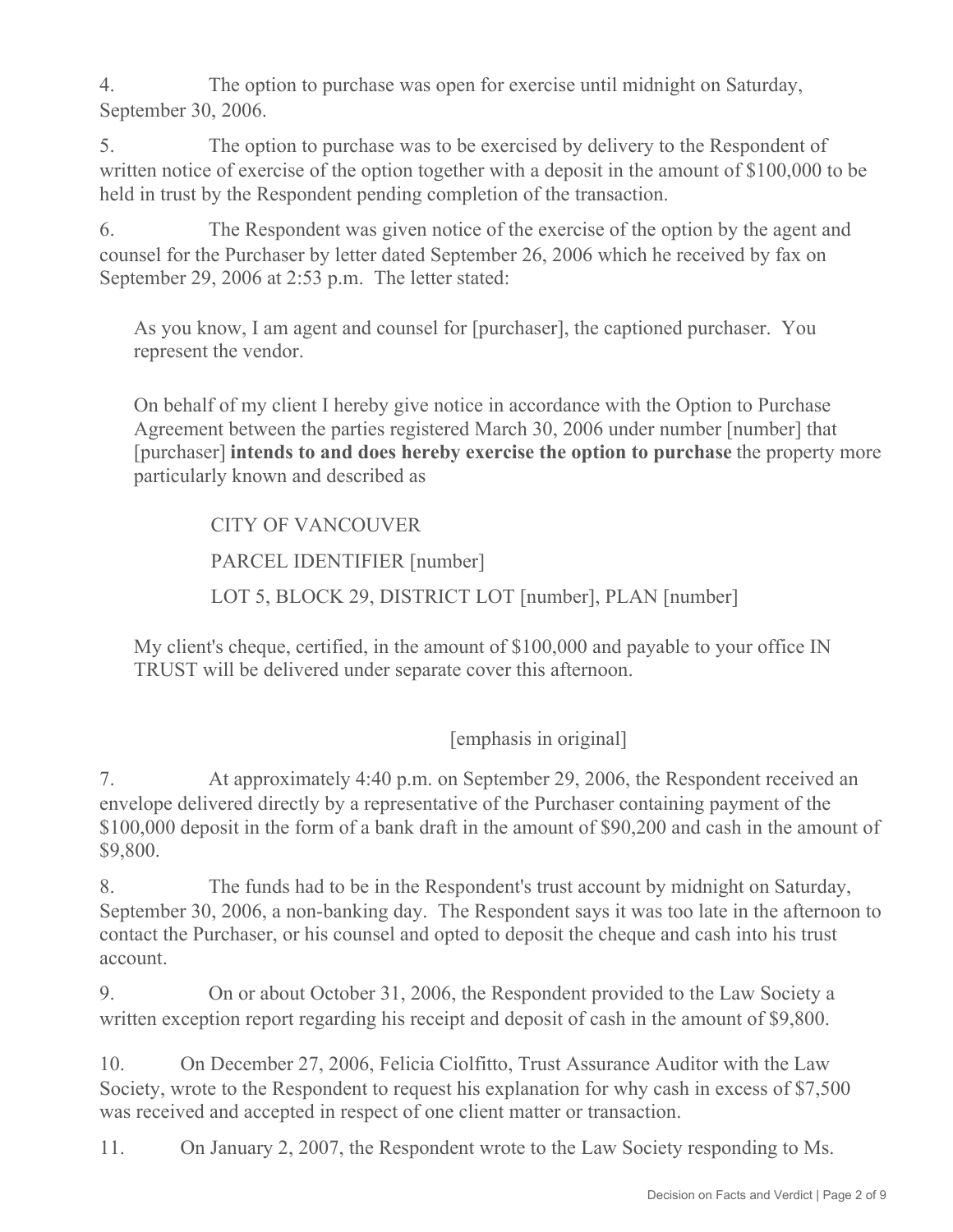4. The option to purchase was open for exercise until midnight on Saturday, September 30, 2006.

5. The option to purchase was to be exercised by delivery to the Respondent of written notice of exercise of the option together with a deposit in the amount of $100,000 to be held in trust by the Respondent pending completion of the transaction.

6. The Respondent was given notice of the exercise of the option by the agent and counsel for the Purchaser by letter dated September 26, 2006 which he received by fax on September 29, 2006 at 2:53 p.m. The letter stated:

> As you know, I am agent and counsel for [purchaser], the captioned purchaser. You represent the vendor.
>
> On behalf of my client I hereby give notice in accordance with the Option to Purchase Agreement between the parties registered March 30, 2006 under number [number] that [purchaser] **intends to and does hereby exercise the option to purchase** the property more particularly known and described as
>
> CITY OF VANCOUVER
>
> PARCEL IDENTIFIER [number]
>
> LOT 5, BLOCK 29, DISTRICT LOT [number], PLAN [number]
>
> My client's cheque, certified, in the amount of $100,000 and payable to your office IN TRUST will be delivered under separate cover this afternoon.
>
> [emphasis in original]

7. At approximately 4:40 p.m. on September 29, 2006, the Respondent received an envelope delivered directly by a representative of the Purchaser containing payment of the $100,000 deposit in the form of a bank draft in the amount of $90,200 and cash in the amount of $9,800.

8. The funds had to be in the Respondent's trust account by midnight on Saturday, September 30, 2006, a non-banking day. The Respondent says it was too late in the afternoon to contact the Purchaser, or his counsel and opted to deposit the cheque and cash into his trust account.

9. On or about October 31, 2006, the Respondent provided to the Law Society a written exception report regarding his receipt and deposit of cash in the amount of $9,800.

10. On December 27, 2006, Felicia Ciolfitto, Trust Assurance Auditor with the Law Society, wrote to the Respondent to request his explanation for why cash in excess of $7,500 was received and accepted in respect of one client matter or transaction.

11. On January 2, 2007, the Respondent wrote to the Law Society responding to Ms.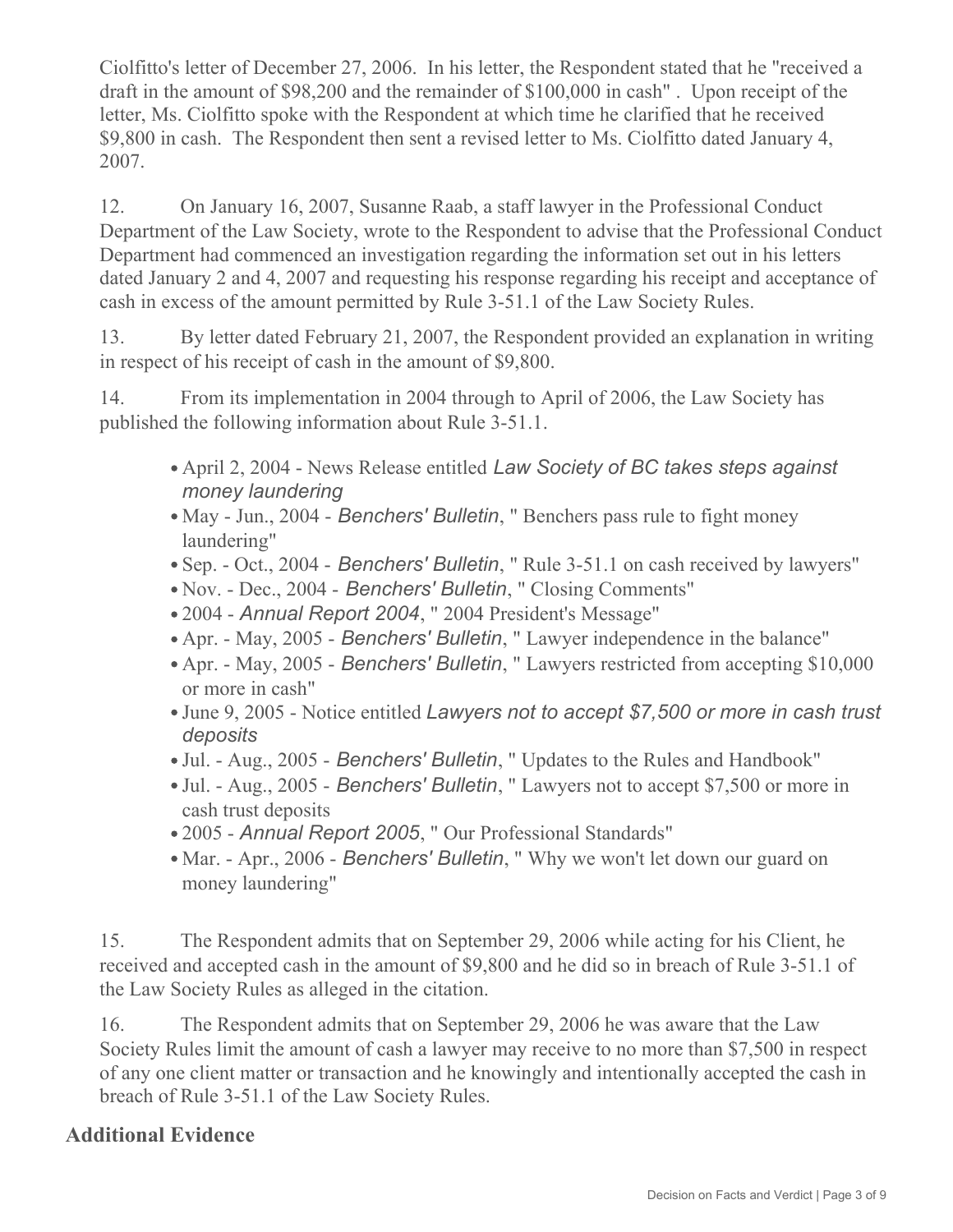Ciolfitto's letter of December 27, 2006. In his letter, the Respondent stated that he "received a draft in the amount of $98,200 and the remainder of $100,000 in cash" . Upon receipt of the letter, Ms. Ciolfitto spoke with the Respondent at which time he clarified that he received $9,800 in cash. The Respondent then sent a revised letter to Ms. Ciolfitto dated January 4, 2007.

12. On January 16, 2007, Susanne Raab, a staff lawyer in the Professional Conduct Department of the Law Society, wrote to the Respondent to advise that the Professional Conduct Department had commenced an investigation regarding the information set out in his letters dated January 2 and 4, 2007 and requesting his response regarding his receipt and acceptance of cash in excess of the amount permitted by Rule 3-51.1 of the Law Society Rules.

13. By letter dated February 21, 2007, the Respondent provided an explanation in writing in respect of his receipt of cash in the amount of $9,800.

14. From its implementation in 2004 through to April of 2006, the Law Society has published the following information about Rule 3-51.1.

- April 2, 2004 - News Release entitled *Law Society of BC takes steps against money laundering*
- May - Jun., 2004 - *Benchers' Bulletin*, " Benchers pass rule to fight money laundering"
- Sep. - Oct., 2004 - *Benchers' Bulletin*, " Rule 3-51.1 on cash received by lawyers"
- Nov. - Dec., 2004 - *Benchers' Bulletin*, " Closing Comments"
- 2004 - *Annual Report 2004*, " 2004 President's Message"
- Apr. - May, 2005 - *Benchers' Bulletin*, " Lawyer independence in the balance"
- Apr. - May, 2005 - *Benchers' Bulletin*, " Lawyers restricted from accepting $10,000 or more in cash"
- June 9, 2005 - Notice entitled *Lawyers not to accept $7,500 or more in cash trust deposits*
- Jul. - Aug., 2005 - *Benchers' Bulletin*, " Updates to the Rules and Handbook"
- Jul. - Aug., 2005 - *Benchers' Bulletin*, " Lawyers not to accept $7,500 or more in cash trust deposits
- 2005 - *Annual Report 2005*, " Our Professional Standards"
- Mar. - Apr., 2006 - *Benchers' Bulletin*, " Why we won't let down our guard on money laundering"

15. The Respondent admits that on September 29, 2006 while acting for his Client, he received and accepted cash in the amount of $9,800 and he did so in breach of Rule 3-51.1 of the Law Society Rules as alleged in the citation.

16. The Respondent admits that on September 29, 2006 he was aware that the Law Society Rules limit the amount of cash a lawyer may receive to no more than $7,500 in respect of any one client matter or transaction and he knowingly and intentionally accepted the cash in breach of Rule 3-51.1 of the Law Society Rules.

## Additional Evidence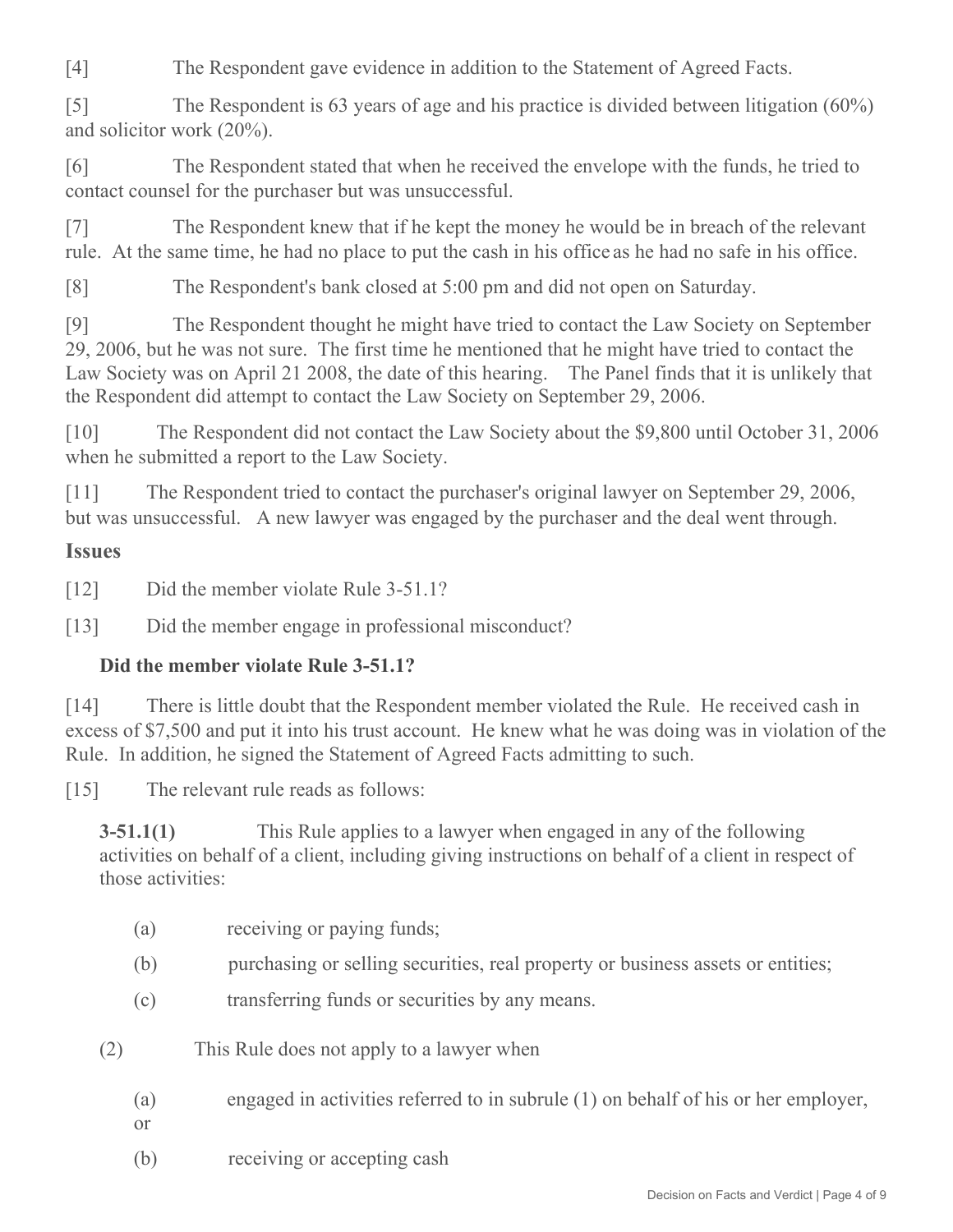[4] The Respondent gave evidence in addition to the Statement of Agreed Facts.

[5] The Respondent is 63 years of age and his practice is divided between litigation (60%) and solicitor work (20%).

[6] The Respondent stated that when he received the envelope with the funds, he tried to contact counsel for the purchaser but was unsuccessful.

[7] The Respondent knew that if he kept the money he would be in breach of the relevant rule. At the same time, he had no place to put the cash in his office as he had no safe in his office.

[8] The Respondent's bank closed at 5:00 pm and did not open on Saturday.

[9] The Respondent thought he might have tried to contact the Law Society on September 29, 2006, but he was not sure. The first time he mentioned that he might have tried to contact the Law Society was on April 21 2008, the date of this hearing. The Panel finds that it is unlikely that the Respondent did attempt to contact the Law Society on September 29, 2006.

[10] The Respondent did not contact the Law Society about the $9,800 until October 31, 2006 when he submitted a report to the Law Society.

[11] The Respondent tried to contact the purchaser's original lawyer on September 29, 2006, but was unsuccessful. A new lawyer was engaged by the purchaser and the deal went through.

## Issues

[12] Did the member violate Rule 3-51.1?

[13] Did the member engage in professional misconduct?

### Did the member violate Rule 3-51.1?

[14] There is little doubt that the Respondent member violated the Rule. He received cash in excess of $7,500 and put it into his trust account. He knew what he was doing was in violation of the Rule. In addition, he signed the Statement of Agreed Facts admitting to such.

[15] The relevant rule reads as follows:

> **3-51.1(1)** This Rule applies to a lawyer when engaged in any of the following activities on behalf of a client, including giving instructions on behalf of a client in respect of those activities:
>
> (a) receiving or paying funds;
>
> (b) purchasing or selling securities, real property or business assets or entities;
>
> (c) transferring funds or securities by any means.
>
> (2) This Rule does not apply to a lawyer when
>
> (a) engaged in activities referred to in subrule (1) on behalf of his or her employer, or
>
> (b) receiving or accepting cash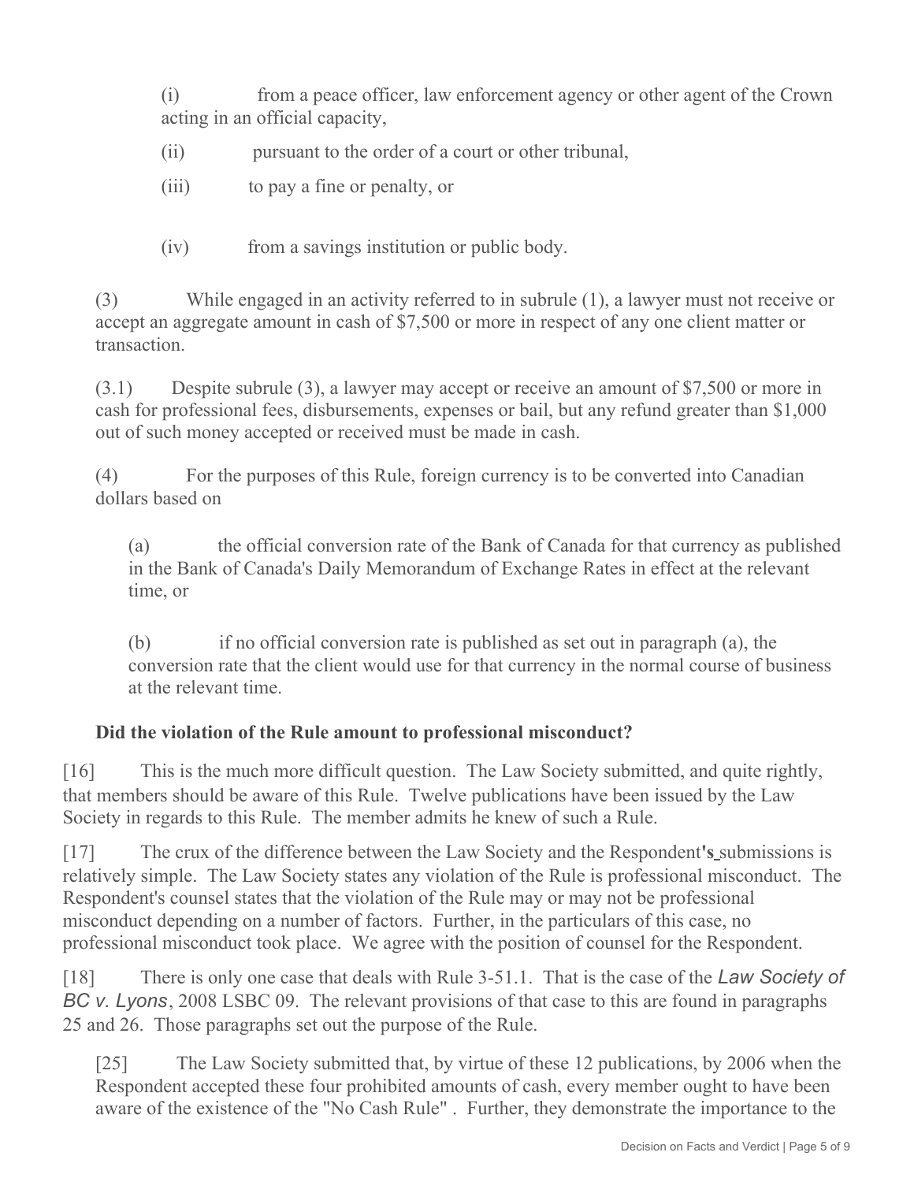(i) from a peace officer, law enforcement agency or other agent of the Crown acting in an official capacity,

(ii) pursuant to the order of a court or other tribunal,

(iii) to pay a fine or penalty, or

(iv) from a savings institution or public body.

(3) While engaged in an activity referred to in subrule (1), a lawyer must not receive or accept an aggregate amount in cash of $7,500 or more in respect of any one client matter or transaction.

(3.1) Despite subrule (3), a lawyer may accept or receive an amount of $7,500 or more in cash for professional fees, disbursements, expenses or bail, but any refund greater than $1,000 out of such money accepted or received must be made in cash.

(4) For the purposes of this Rule, foreign currency is to be converted into Canadian dollars based on

(a) the official conversion rate of the Bank of Canada for that currency as published in the Bank of Canada's Daily Memorandum of Exchange Rates in effect at the relevant time, or

(b) if no official conversion rate is published as set out in paragraph (a), the conversion rate that the client would use for that currency in the normal course of business at the relevant time.

**Did the violation of the Rule amount to professional misconduct?**

[16] This is the much more difficult question. The Law Society submitted, and quite rightly, that members should be aware of this Rule. Twelve publications have been issued by the Law Society in regards to this Rule. The member admits he knew of such a Rule.

[17] The crux of the difference between the Law Society and the Respondent**'s** submissions is relatively simple. The Law Society states any violation of the Rule is professional misconduct. The Respondent's counsel states that the violation of the Rule may or may not be professional misconduct depending on a number of factors. Further, in the particulars of this case, no professional misconduct took place. We agree with the position of counsel for the Respondent.

[18] There is only one case that deals with Rule 3-51.1. That is the case of the *Law Society of BC v. Lyons*, 2008 LSBC 09. The relevant provisions of that case to this are found in paragraphs 25 and 26. Those paragraphs set out the purpose of the Rule.

> [25] The Law Society submitted that, by virtue of these 12 publications, by 2006 when the Respondent accepted these four prohibited amounts of cash, every member ought to have been aware of the existence of the "No Cash Rule" . Further, they demonstrate the importance to the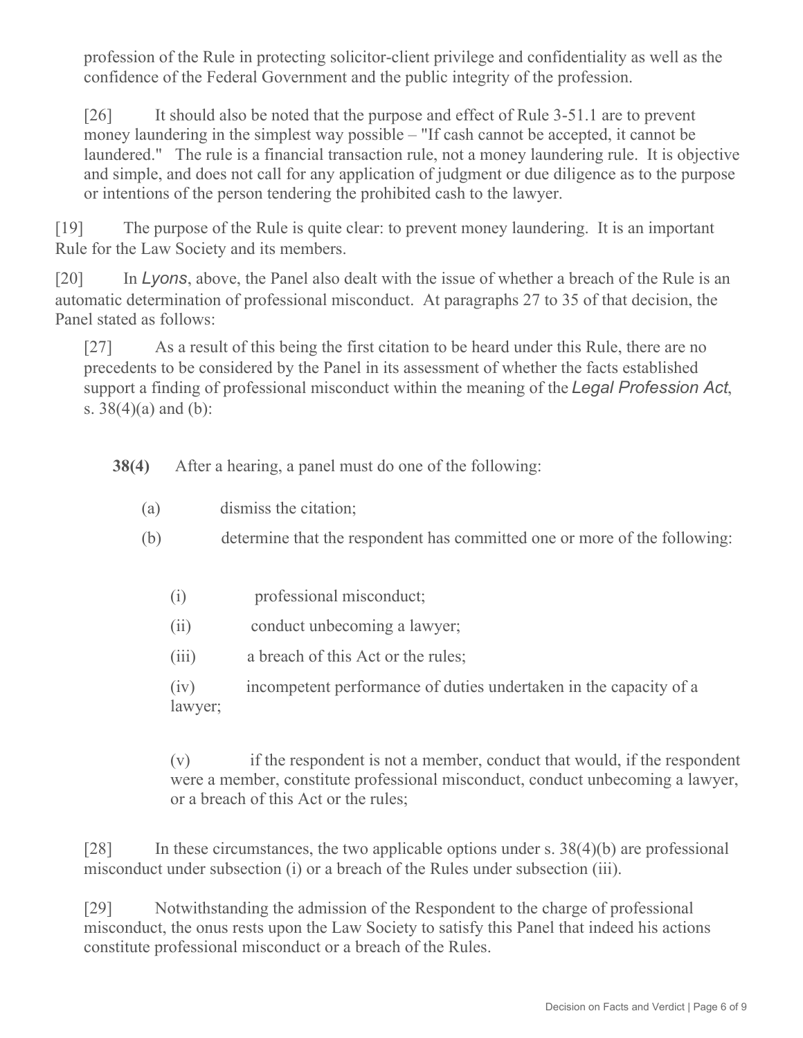profession of the Rule in protecting solicitor-client privilege and confidentiality as well as the confidence of the Federal Government and the public integrity of the profession.

> [26] It should also be noted that the purpose and effect of Rule 3-51.1 are to prevent money laundering in the simplest way possible – "If cash cannot be accepted, it cannot be laundered." The rule is a financial transaction rule, not a money laundering rule. It is objective and simple, and does not call for any application of judgment or due diligence as to the purpose or intentions of the person tendering the prohibited cash to the lawyer.

[19] The purpose of the Rule is quite clear: to prevent money laundering. It is an important Rule for the Law Society and its members.

[20] In *Lyons*, above, the Panel also dealt with the issue of whether a breach of the Rule is an automatic determination of professional misconduct. At paragraphs 27 to 35 of that decision, the Panel stated as follows:

> [27] As a result of this being the first citation to be heard under this Rule, there are no precedents to be considered by the Panel in its assessment of whether the facts established support a finding of professional misconduct within the meaning of the *Legal Profession Act*, s. 38(4)(a) and (b):
>
> **38(4)** After a hearing, a panel must do one of the following:
>
> (a) dismiss the citation;
>
> (b) determine that the respondent has committed one or more of the following:
>
> (i) professional misconduct;
>
> (ii) conduct unbecoming a lawyer;
>
> (iii) a breach of this Act or the rules;
>
> (iv) incompetent performance of duties undertaken in the capacity of a lawyer;
>
> (v) if the respondent is not a member, conduct that would, if the respondent were a member, constitute professional misconduct, conduct unbecoming a lawyer, or a breach of this Act or the rules;
>
> [28] In these circumstances, the two applicable options under s. 38(4)(b) are professional misconduct under subsection (i) or a breach of the Rules under subsection (iii).
>
> [29] Notwithstanding the admission of the Respondent to the charge of professional misconduct, the onus rests upon the Law Society to satisfy this Panel that indeed his actions constitute professional misconduct or a breach of the Rules.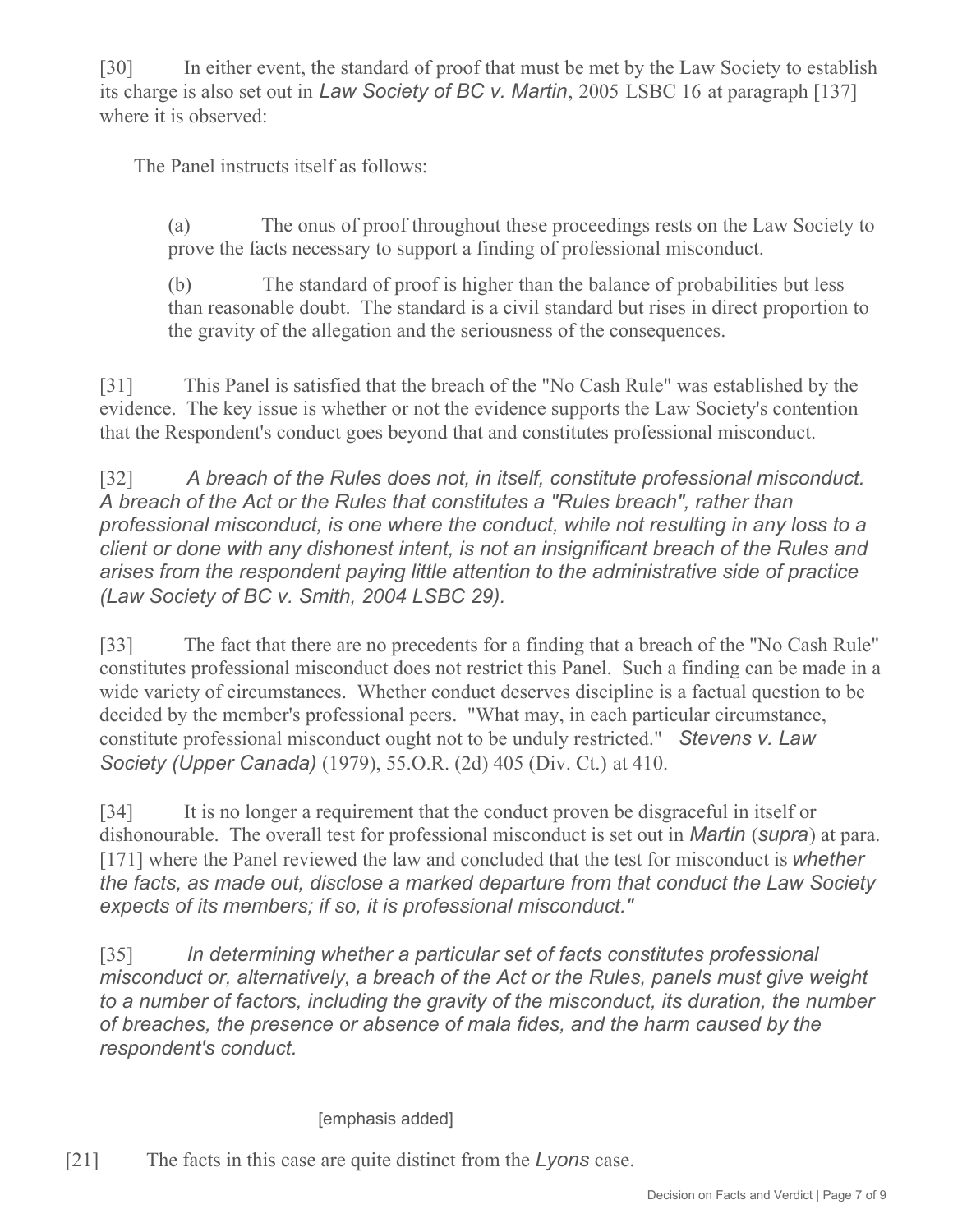[30] In either event, the standard of proof that must be met by the Law Society to establish its charge is also set out in *Law Society of BC v. Martin*, 2005 LSBC 16 at paragraph [137] where it is observed:

> The Panel instructs itself as follows:
>
> > (a) The onus of proof throughout these proceedings rests on the Law Society to prove the facts necessary to support a finding of professional misconduct.
> >
> > (b) The standard of proof is higher than the balance of probabilities but less than reasonable doubt. The standard is a civil standard but rises in direct proportion to the gravity of the allegation and the seriousness of the consequences.

[31] This Panel is satisfied that the breach of the "No Cash Rule" was established by the evidence. The key issue is whether or not the evidence supports the Law Society's contention that the Respondent's conduct goes beyond that and constitutes professional misconduct.

[32] *A breach of the Rules does not, in itself, constitute professional misconduct. A breach of the Act or the Rules that constitutes a "Rules breach", rather than professional misconduct, is one where the conduct, while not resulting in any loss to a client or done with any dishonest intent, is not an insignificant breach of the Rules and arises from the respondent paying little attention to the administrative side of practice (Law Society of BC v. Smith, 2004 LSBC 29).*

[33] The fact that there are no precedents for a finding that a breach of the "No Cash Rule" constitutes professional misconduct does not restrict this Panel. Such a finding can be made in a wide variety of circumstances. Whether conduct deserves discipline is a factual question to be decided by the member's professional peers. "What may, in each particular circumstance, constitute professional misconduct ought not to be unduly restricted." *Stevens v. Law Society (Upper Canada)* (1979), 55.O.R. (2d) 405 (Div. Ct.) at 410.

[34] It is no longer a requirement that the conduct proven be disgraceful in itself or dishonourable. The overall test for professional misconduct is set out in *Martin* (*supra*) at para. [171] where the Panel reviewed the law and concluded that the test for misconduct is *whether the facts, as made out, disclose a marked departure from that conduct the Law Society expects of its members; if so, it is professional misconduct."*

[35] *In determining whether a particular set of facts constitutes professional misconduct or, alternatively, a breach of the Act or the Rules, panels must give weight to a number of factors, including the gravity of the misconduct, its duration, the number of breaches, the presence or absence of mala fides, and the harm caused by the respondent's conduct.*

[emphasis added]

[21] The facts in this case are quite distinct from the *Lyons* case.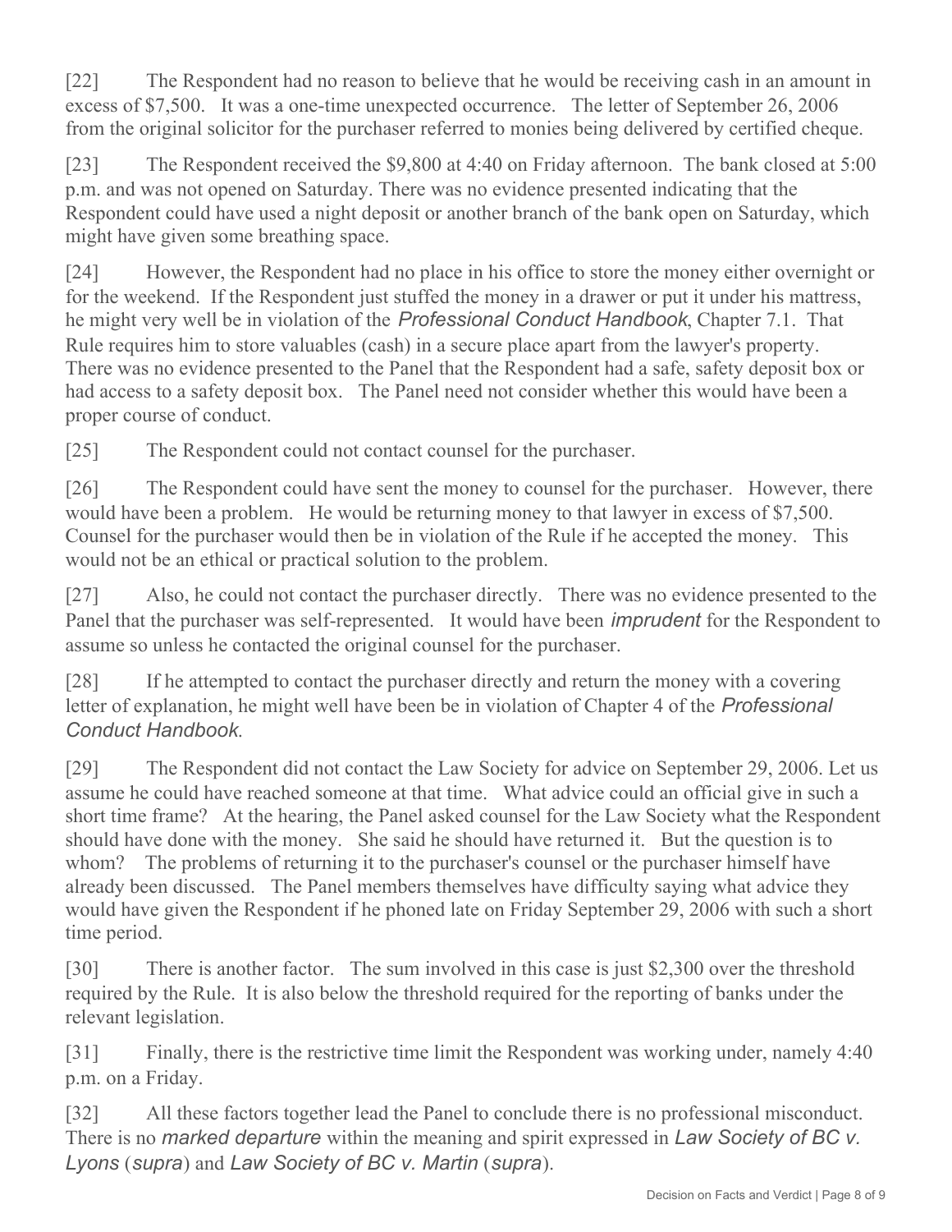[22] The Respondent had no reason to believe that he would be receiving cash in an amount in excess of $7,500. It was a one-time unexpected occurrence. The letter of September 26, 2006 from the original solicitor for the purchaser referred to monies being delivered by certified cheque.

[23] The Respondent received the $9,800 at 4:40 on Friday afternoon. The bank closed at 5:00 p.m. and was not opened on Saturday. There was no evidence presented indicating that the Respondent could have used a night deposit or another branch of the bank open on Saturday, which might have given some breathing space.

[24] However, the Respondent had no place in his office to store the money either overnight or for the weekend. If the Respondent just stuffed the money in a drawer or put it under his mattress, he might very well be in violation of the *Professional Conduct Handbook*, Chapter 7.1. That Rule requires him to store valuables (cash) in a secure place apart from the lawyer's property. There was no evidence presented to the Panel that the Respondent had a safe, safety deposit box or had access to a safety deposit box. The Panel need not consider whether this would have been a proper course of conduct.

[25] The Respondent could not contact counsel for the purchaser.

[26] The Respondent could have sent the money to counsel for the purchaser. However, there would have been a problem. He would be returning money to that lawyer in excess of $7,500. Counsel for the purchaser would then be in violation of the Rule if he accepted the money. This would not be an ethical or practical solution to the problem.

[27] Also, he could not contact the purchaser directly. There was no evidence presented to the Panel that the purchaser was self-represented. It would have been *imprudent* for the Respondent to assume so unless he contacted the original counsel for the purchaser.

[28] If he attempted to contact the purchaser directly and return the money with a covering letter of explanation, he might well have been be in violation of Chapter 4 of the *Professional Conduct Handbook*.

[29] The Respondent did not contact the Law Society for advice on September 29, 2006. Let us assume he could have reached someone at that time. What advice could an official give in such a short time frame? At the hearing, the Panel asked counsel for the Law Society what the Respondent should have done with the money. She said he should have returned it. But the question is to whom? The problems of returning it to the purchaser's counsel or the purchaser himself have already been discussed. The Panel members themselves have difficulty saying what advice they would have given the Respondent if he phoned late on Friday September 29, 2006 with such a short time period.

[30] There is another factor. The sum involved in this case is just $2,300 over the threshold required by the Rule. It is also below the threshold required for the reporting of banks under the relevant legislation.

[31] Finally, there is the restrictive time limit the Respondent was working under, namely 4:40 p.m. on a Friday.

[32] All these factors together lead the Panel to conclude there is no professional misconduct. There is no *marked departure* within the meaning and spirit expressed in *Law Society of BC v. Lyons* (*supra*) and *Law Society of BC v. Martin* (*supra*).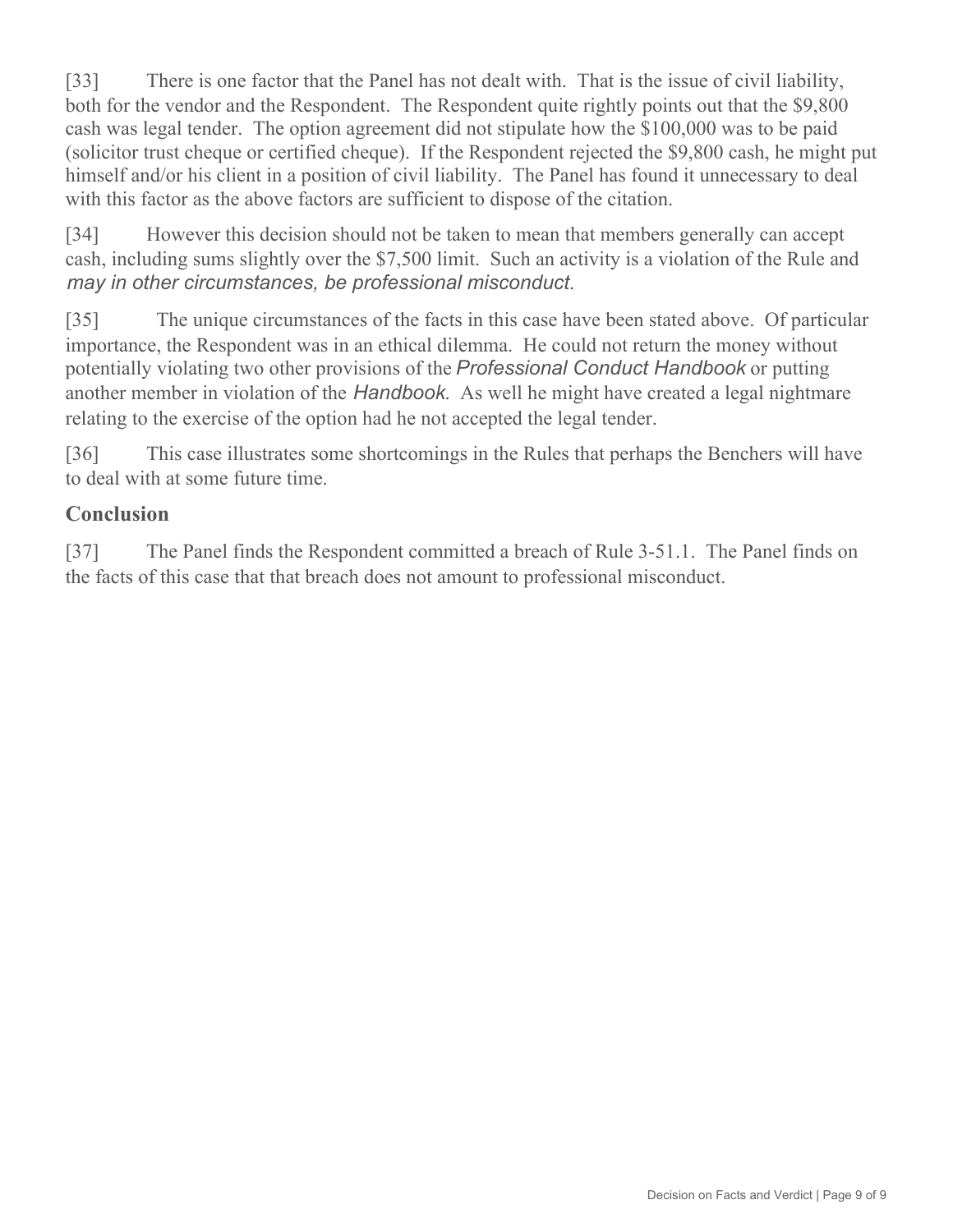[33] There is one factor that the Panel has not dealt with. That is the issue of civil liability, both for the vendor and the Respondent. The Respondent quite rightly points out that the $9,800 cash was legal tender. The option agreement did not stipulate how the $100,000 was to be paid (solicitor trust cheque or certified cheque). If the Respondent rejected the $9,800 cash, he might put himself and/or his client in a position of civil liability. The Panel has found it unnecessary to deal with this factor as the above factors are sufficient to dispose of the citation.

[34] However this decision should not be taken to mean that members generally can accept cash, including sums slightly over the $7,500 limit. Such an activity is a violation of the Rule and *may in other circumstances, be professional misconduct.*

[35] The unique circumstances of the facts in this case have been stated above. Of particular importance, the Respondent was in an ethical dilemma. He could not return the money without potentially violating two other provisions of the *Professional Conduct Handbook* or putting another member in violation of the *Handbook.* As well he might have created a legal nightmare relating to the exercise of the option had he not accepted the legal tender.

[36] This case illustrates some shortcomings in the Rules that perhaps the Benchers will have to deal with at some future time.

## Conclusion

[37] The Panel finds the Respondent committed a breach of Rule 3-51.1. The Panel finds on the facts of this case that that breach does not amount to professional misconduct.